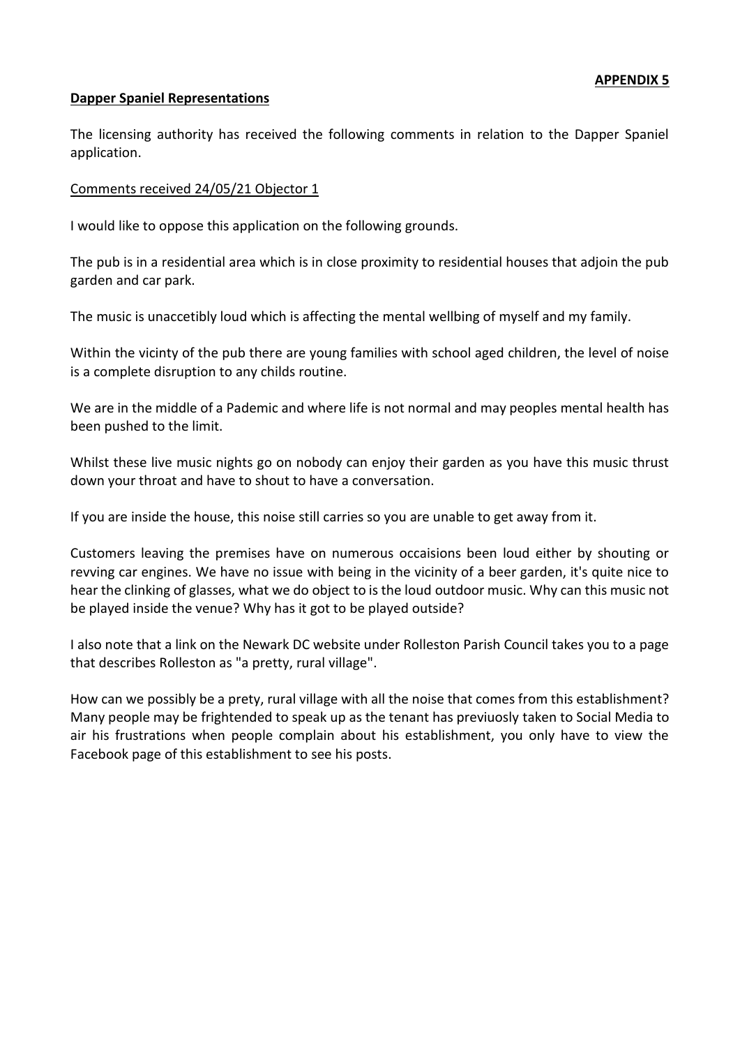**APPENDIX 5**

**Dapper Spaniel Representations**

The licensing authority has received the following comments in relation to the Dapper Spaniel application.

Comments received 24/05/21 Objector 1

I would like to oppose this application on the following grounds.

The pub is in a residential area which is in close proximity to residential houses that adjoin the pub garden and car park.

The music is unaccetibly loud which is affecting the mental wellbing of myself and my family.

Within the vicinty of the pub there are young families with school aged children, the level of noise is a complete disruption to any childs routine.

We are in the middle of a Pademic and where life is not normal and may peoples mental health has been pushed to the limit.

Whilst these live music nights go on nobody can enjoy their garden as you have this music thrust down your throat and have to shout to have a conversation.

If you are inside the house, this noise still carries so you are unable to get away from it.

Customers leaving the premises have on numerous occaisions been loud either by shouting or revving car engines. We have no issue with being in the vicinity of a beer garden, it's quite nice to hear the clinking of glasses, what we do object to is the loud outdoor music. Why can this music not be played inside the venue? Why has it got to be played outside?

I also note that a link on the Newark DC website under Rolleston Parish Council takes you to a page that describes Rolleston as "a pretty, rural village".

How can we possibly be a prety, rural village with all the noise that comes from this establishment? Many people may be frightended to speak up as the tenant has previuosly taken to Social Media to air his frustrations when people complain about his establishment, you only have to view the Facebook page of this establishment to see his posts.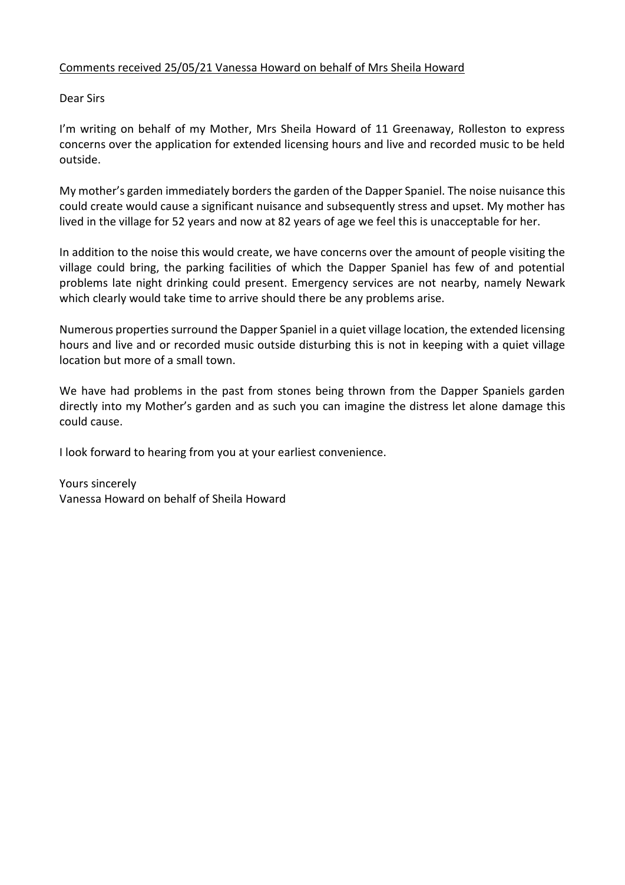<u>Comments received 25/05/21 Vanessa Howard on behalf of Mrs Sheila Howard</u>

Dear Sirs

I'm writing on behalf of my Mother, Mrs Sheila Howard of 11 Greenaway, Rolleston to express concerns over the application for extended licensing hours and live and recorded music to be held outside.

My mother's garden immediately borders the garden of the Dapper Spaniel. The noise nuisance this could create would cause a significant nuisance and subsequently stress and upset. My mother has lived in the village for 52 years and now at 82 years of age we feel this is unacceptable for her.

In addition to the noise this would create, we have concerns over the amount of people visiting the village could bring, the parking facilities of which the Dapper Spaniel has few of and potential problems late night drinking could present. Emergency services are not nearby, namely Newark which clearly would take time to arrive should there be any problems arise.

Numerous properties surround the Dapper Spaniel in a quiet village location, the extended licensing hours and live and or recorded music outside disturbing this is not in keeping with a quiet village location but more of a small town.

We have had problems in the past from stones being thrown from the Dapper Spaniels garden directly into my Mother's garden and as such you can imagine the distress let alone damage this could cause.

I look forward to hearing from you at your earliest convenience.

Yours sincerely
Vanessa Howard on behalf of Sheila Howard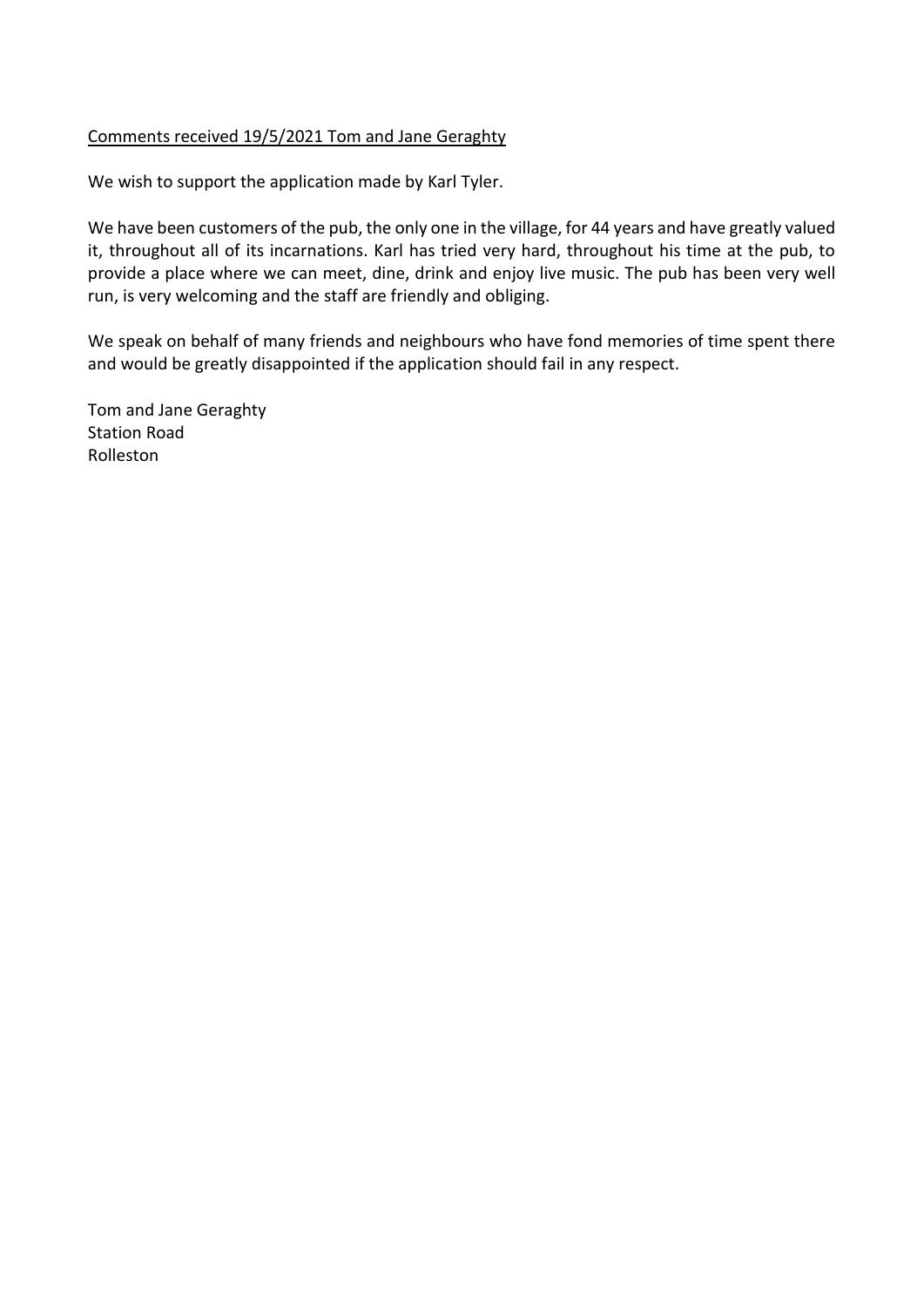<u>Comments received 19/5/2021 Tom and Jane Geraghty</u>

We wish to support the application made by Karl Tyler.

We have been customers of the pub, the only one in the village, for 44 years and have greatly valued it, throughout all of its incarnations. Karl has tried very hard, throughout his time at the pub, to provide a place where we can meet, dine, drink and enjoy live music. The pub has been very well run, is very welcoming and the staff are friendly and obliging.

We speak on behalf of many friends and neighbours who have fond memories of time spent there and would be greatly disappointed if the application should fail in any respect.

Tom and Jane Geraghty  
Station Road  
Rolleston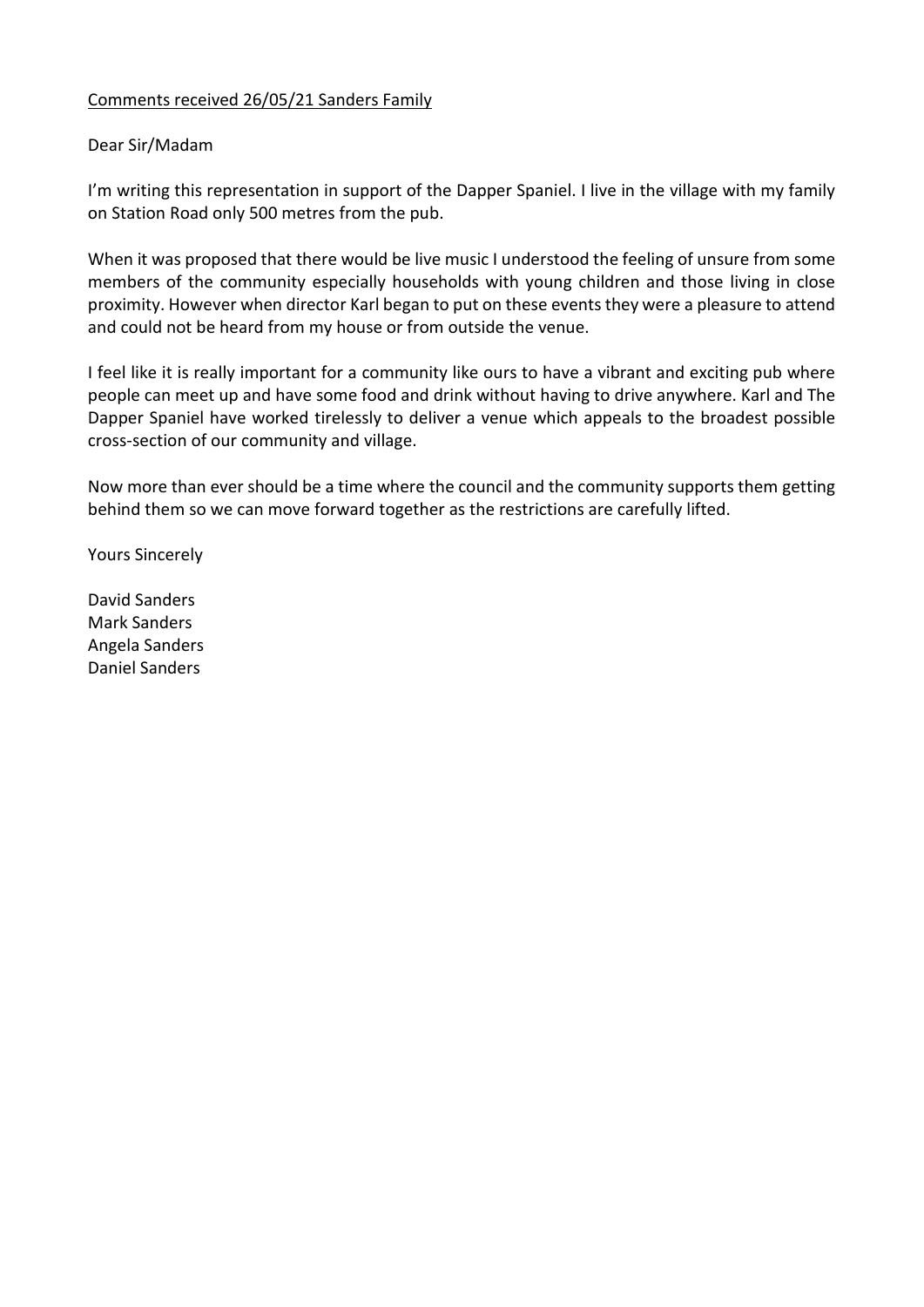<u>Comments received 26/05/21 Sanders Family</u>

Dear Sir/Madam

I'm writing this representation in support of the Dapper Spaniel. I live in the village with my family on Station Road only 500 metres from the pub.

When it was proposed that there would be live music I understood the feeling of unsure from some members of the community especially households with young children and those living in close proximity. However when director Karl began to put on these events they were a pleasure to attend and could not be heard from my house or from outside the venue.

I feel like it is really important for a community like ours to have a vibrant and exciting pub where people can meet up and have some food and drink without having to drive anywhere. Karl and The Dapper Spaniel have worked tirelessly to deliver a venue which appeals to the broadest possible cross-section of our community and village.

Now more than ever should be a time where the council and the community supports them getting behind them so we can move forward together as the restrictions are carefully lifted.

Yours Sincerely

David Sanders
Mark Sanders
Angela Sanders
Daniel Sanders